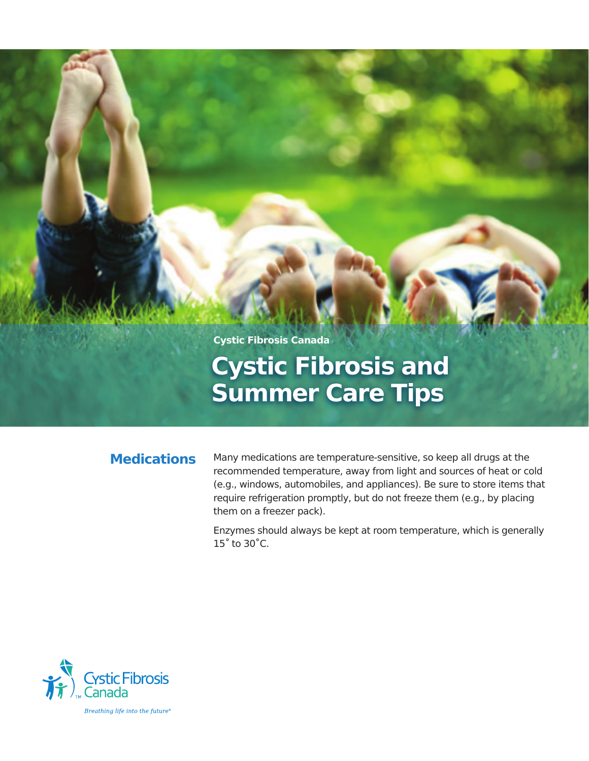Cystic Fibrosis Canada

# Cystic Fibrosis and Summer Care Tips

## Medications

Many medications are temperature-sensitive, so keep all drugs at the recommended temperature, away from light and sources of heat or cold (e.g., windows, automobiles, and appliances). Be sure to store items that require refrigeration promptly, but do not freeze them (e.g., by placing them on a freezer pack).

Enzymes should always be kept at room temperature, which is generally 15˚ to 30˚C.

Cystic Fibrosis Canada

*Breathing life into the future®*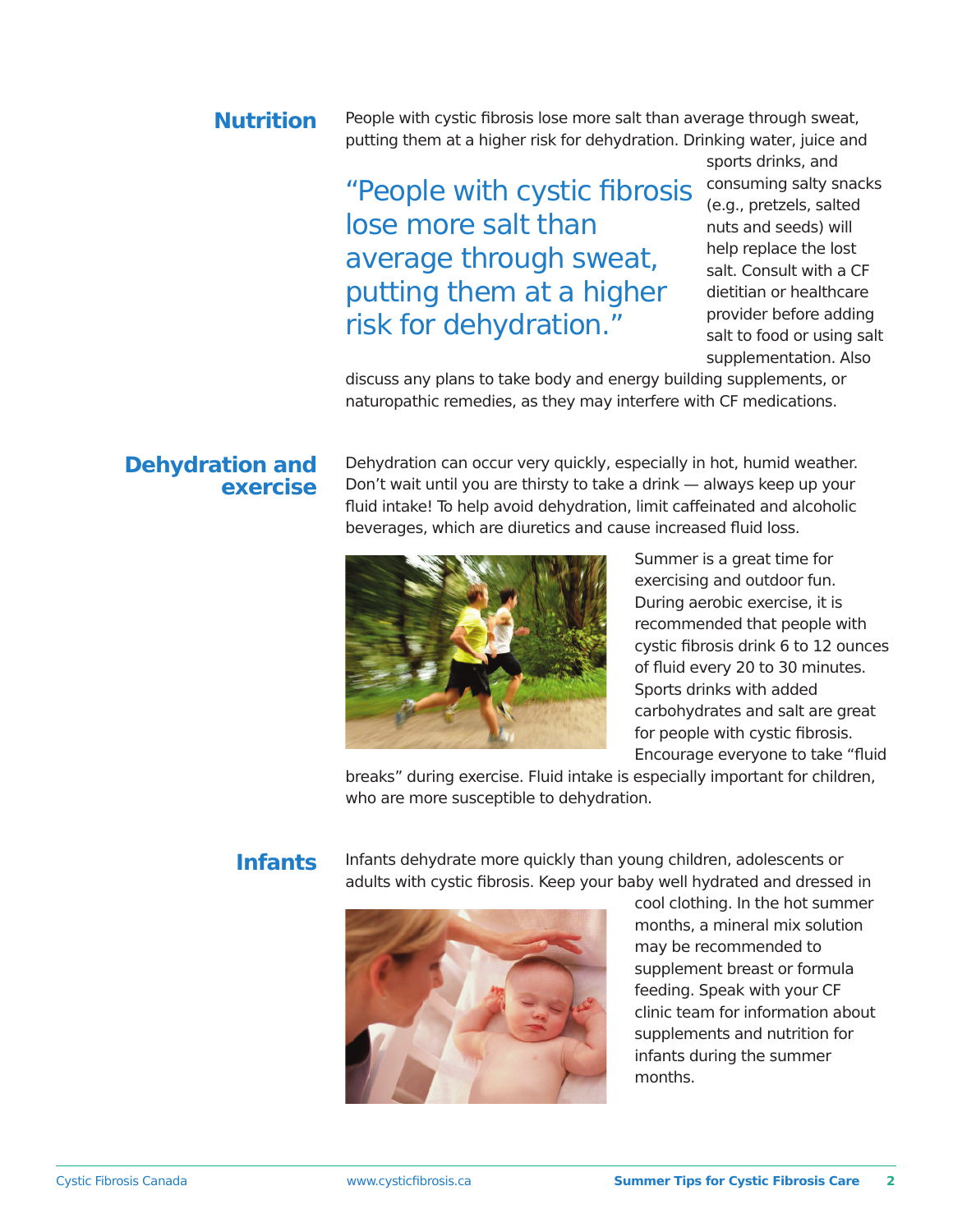## Nutrition

People with cystic fibrosis lose more salt than average through sweat, putting them at a higher risk for dehydration. Drinking water, juice and sports drinks, and consuming salty snacks (e.g., pretzels, salted nuts and seeds) will help replace the lost salt. Consult with a CF dietitian or healthcare provider before adding salt to food or using salt supplementation. Also discuss any plans to take body and energy building supplements, or naturopathic remedies, as they may interfere with CF medications.

> "People with cystic fibrosis lose more salt than average through sweat, putting them at a higher risk for dehydration."

## Dehydration and exercise

Dehydration can occur very quickly, especially in hot, humid weather. Don't wait until you are thirsty to take a drink — always keep up your fluid intake! To help avoid dehydration, limit caffeinated and alcoholic beverages, which are diuretics and cause increased fluid loss.

Summer is a great time for exercising and outdoor fun. During aerobic exercise, it is recommended that people with cystic fibrosis drink 6 to 12 ounces of fluid every 20 to 30 minutes. Sports drinks with added carbohydrates and salt are great for people with cystic fibrosis. Encourage everyone to take "fluid breaks" during exercise. Fluid intake is especially important for children, who are more susceptible to dehydration.

## Infants

Infants dehydrate more quickly than young children, adolescents or adults with cystic fibrosis. Keep your baby well hydrated and dressed in cool clothing. In the hot summer months, a mineral mix solution may be recommended to supplement breast or formula feeding. Speak with your CF clinic team for information about supplements and nutrition for infants during the summer months.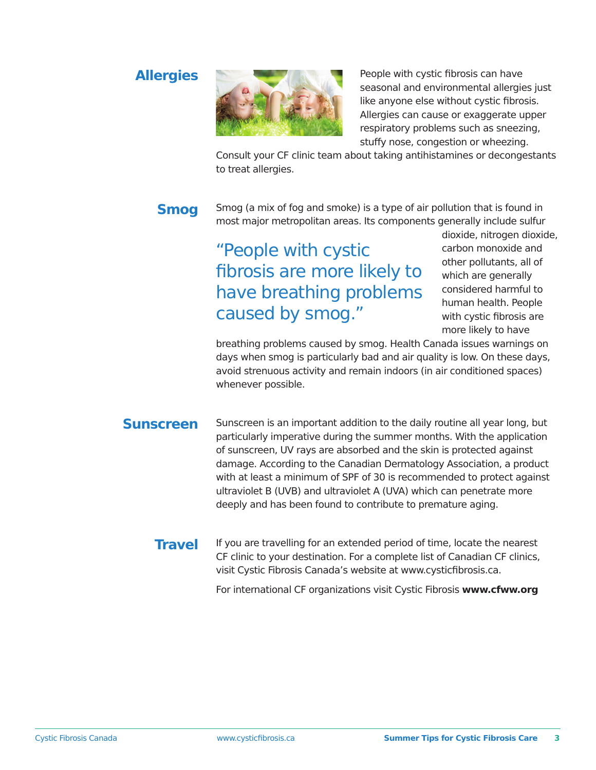## Allergies

People with cystic fibrosis can have seasonal and environmental allergies just like anyone else without cystic fibrosis. Allergies can cause or exaggerate upper respiratory problems such as sneezing, stuffy nose, congestion or wheezing. Consult your CF clinic team about taking antihistamines or decongestants to treat allergies.

## Smog

Smog (a mix of fog and smoke) is a type of air pollution that is found in most major metropolitan areas. Its components generally include sulfur dioxide, nitrogen dioxide, carbon monoxide and other pollutants, all of which are generally considered harmful to human health. People with cystic fibrosis are more likely to have breathing problems caused by smog. Health Canada issues warnings on days when smog is particularly bad and air quality is low. On these days, avoid strenuous activity and remain indoors (in air conditioned spaces) whenever possible.

> "People with cystic fibrosis are more likely to have breathing problems caused by smog."

## Sunscreen

Sunscreen is an important addition to the daily routine all year long, but particularly imperative during the summer months. With the application of sunscreen, UV rays are absorbed and the skin is protected against damage. According to the Canadian Dermatology Association, a product with at least a minimum of SPF of 30 is recommended to protect against ultraviolet B (UVB) and ultraviolet A (UVA) which can penetrate more deeply and has been found to contribute to premature aging.

## Travel

If you are travelling for an extended period of time, locate the nearest CF clinic to your destination. For a complete list of Canadian CF clinics, visit Cystic Fibrosis Canada's website at www.cysticfibrosis.ca.

For international CF organizations visit Cystic Fibrosis **www.cfww.org**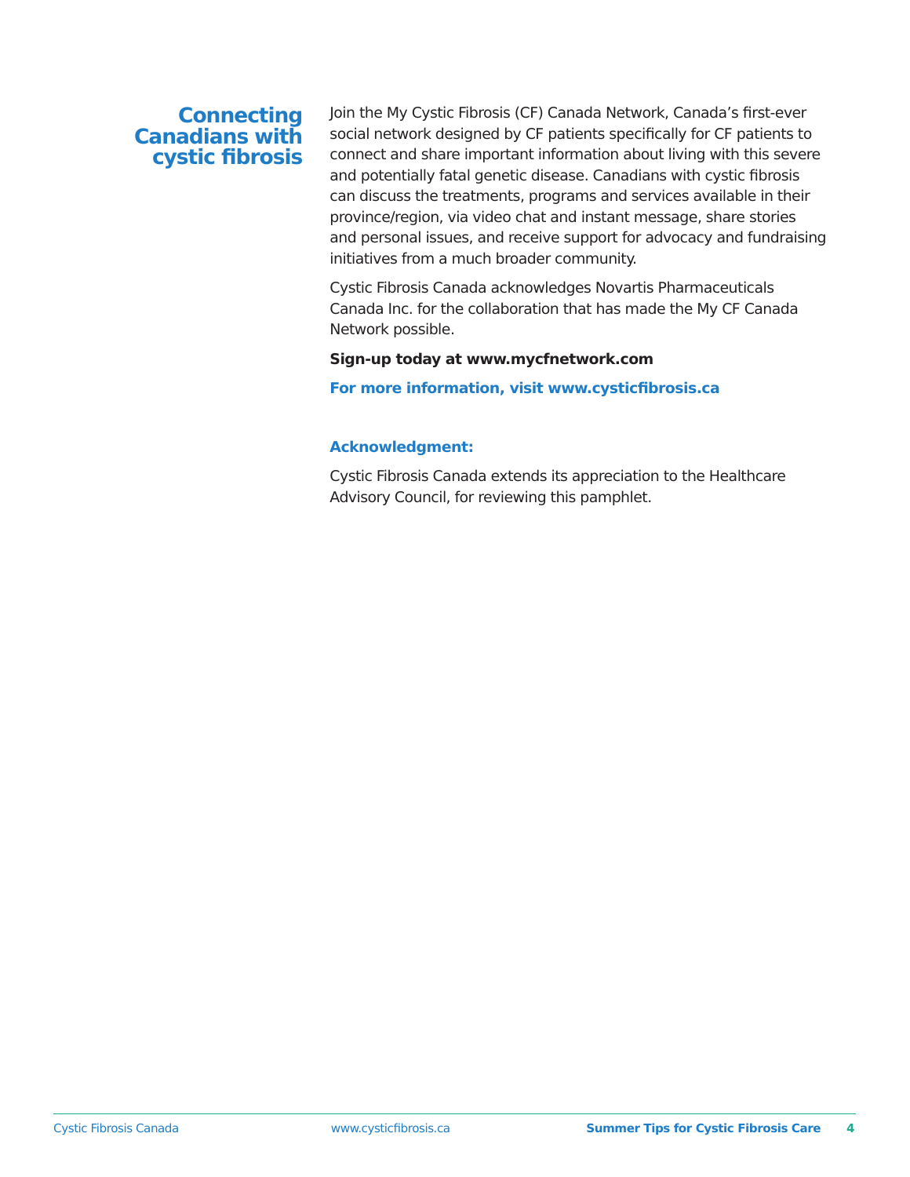## Connecting Canadians with cystic fibrosis

Join the My Cystic Fibrosis (CF) Canada Network, Canada's first-ever social network designed by CF patients specifically for CF patients to connect and share important information about living with this severe and potentially fatal genetic disease. Canadians with cystic fibrosis can discuss the treatments, programs and services available in their province/region, via video chat and instant message, share stories and personal issues, and receive support for advocacy and fundraising initiatives from a much broader community.

Cystic Fibrosis Canada acknowledges Novartis Pharmaceuticals Canada Inc. for the collaboration that has made the My CF Canada Network possible.

**Sign-up today at www.mycfnetwork.com**

**For more information, visit www.cysticfibrosis.ca**

### Acknowledgment:

Cystic Fibrosis Canada extends its appreciation to the Healthcare Advisory Council, for reviewing this pamphlet.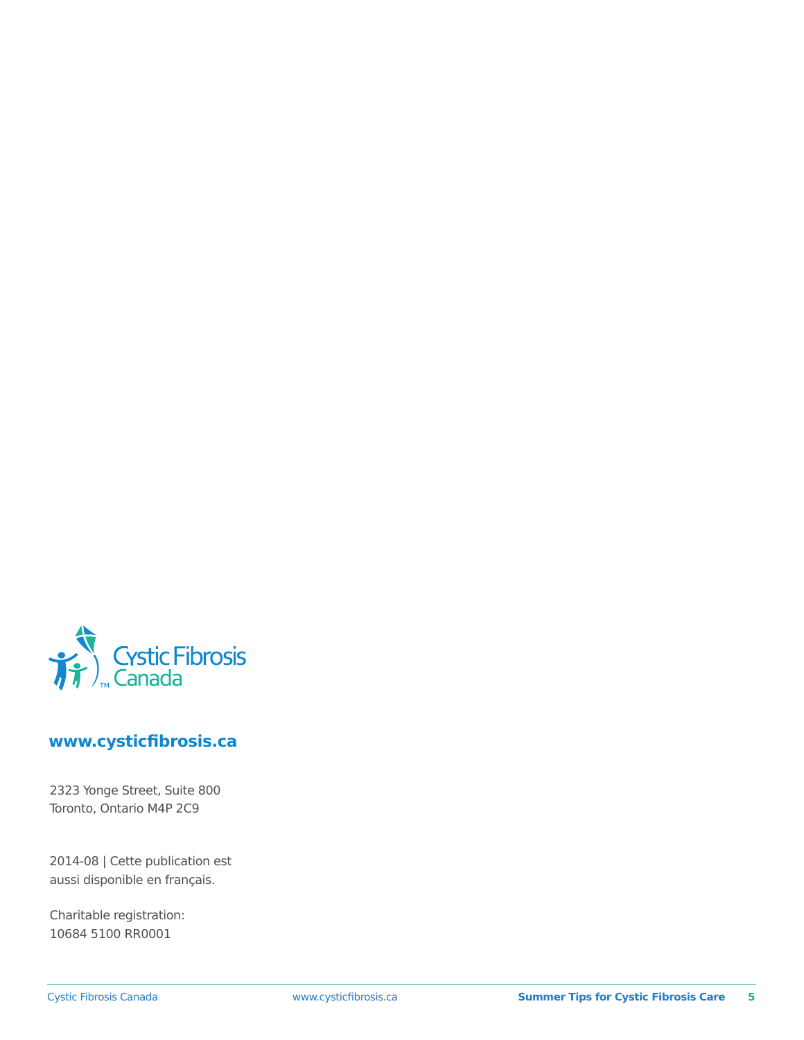Cystic Fibrosis Canada

**www.cysticfibrosis.ca**

2323 Yonge Street, Suite 800
Toronto, Ontario M4P 2C9

2014-08 | Cette publication est aussi disponible en français.

Charitable registration:
10684 5100 RR0001